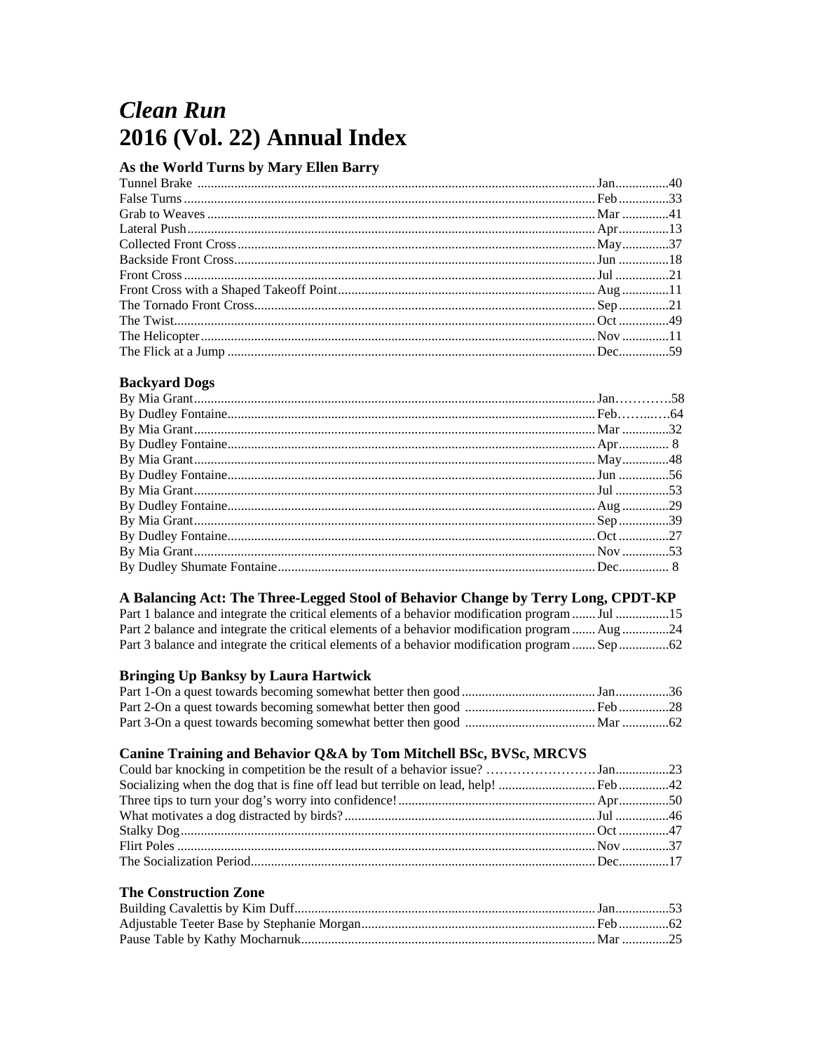# *Clean Run*
# 2016 (Vol. 22) Annual Index

### As the World Turns by Mary Ellen Barry

| Title | Month | Page |
|---|---|---|
| Tunnel Brake | Jan | 40 |
| False Turns | Feb | 33 |
| Grab to Weaves | Mar | 41 |
| Lateral Push | Apr | 13 |
| Collected Front Cross | May | 37 |
| Backside Front Cross | Jun | 18 |
| Front Cross | Jul | 21 |
| Front Cross with a Shaped Takeoff Point | Aug | 11 |
| The Tornado Front Cross | Sep | 21 |
| The Twist | Oct | 49 |
| The Helicopter | Nov | 11 |
| The Flick at a Jump | Dec | 59 |

### Backyard Dogs

| Title | Month | Page |
|---|---|---|
| By Mia Grant | Jan | 58 |
| By Dudley Fontaine | Feb | 64 |
| By Mia Grant | Mar | 32 |
| By Dudley Fontaine | Apr | 8 |
| By Mia Grant | May | 48 |
| By Dudley Fontaine | Jun | 56 |
| By Mia Grant | Jul | 53 |
| By Dudley Fontaine | Aug | 29 |
| By Mia Grant | Sep | 39 |
| By Dudley Fontaine | Oct | 27 |
| By Mia Grant | Nov | 53 |
| By Dudley Shumate Fontaine | Dec | 8 |

### A Balancing Act: The Three-Legged Stool of Behavior Change by Terry Long, CPDT-KP

| Title | Month | Page |
|---|---|---|
| Part 1 balance and integrate the critical elements of a behavior modification program | Jul | 15 |
| Part 2 balance and integrate the critical elements of a behavior modification program | Aug | 24 |
| Part 3 balance and integrate the critical elements of a behavior modification program | Sep | 62 |

### Bringing Up Banksy by Laura Hartwick

| Title | Month | Page |
|---|---|---|
| Part 1-On a quest towards becoming somewhat better then good | Jan | 36 |
| Part 2-On a quest towards becoming somewhat better then good | Feb | 28 |
| Part 3-On a quest towards becoming somewhat better then good | Mar | 62 |

### Canine Training and Behavior Q&A by Tom Mitchell BSc, BVSc, MRCVS

| Title | Month | Page |
|---|---|---|
| Could bar knocking in competition be the result of a behavior issue? | Jan | 23 |
| Socializing when the dog that is fine off lead but terrible on lead, help! | Feb | 42 |
| Three tips to turn your dog's worry into confidence! | Apr | 50 |
| What motivates a dog distracted by birds? | Jul | 46 |
| Stalky Dog | Oct | 47 |
| Flirt Poles | Nov | 37 |
| The Socialization Period | Dec | 17 |

### The Construction Zone

| Title | Month | Page |
|---|---|---|
| Building Cavalettis by Kim Duff | Jan | 53 |
| Adjustable Teeter Base by Stephanie Morgan | Feb | 62 |
| Pause Table by Kathy Mocharnuk | Mar | 25 |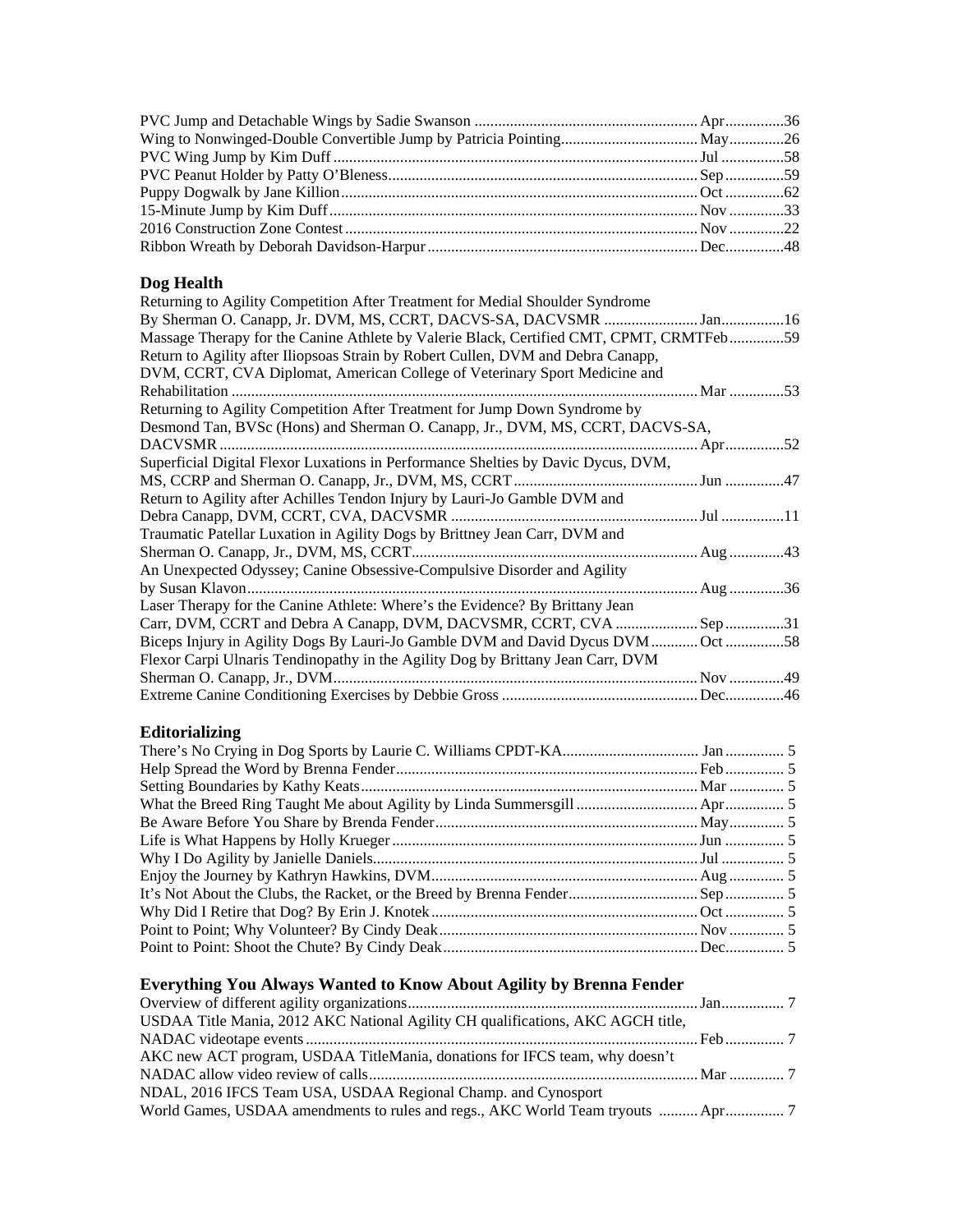PVC Jump and Detachable Wings by Sadie Swanson ........................................................ Apr...............36
Wing to Nonwinged-Double Convertible Jump by Patricia Pointing.................................. May..............26
PVC Wing Jump by Kim Duff ............................................................................................ Jul ................58
PVC Peanut Holder by Patty O'Bleness.............................................................................. Sep ...............59
Puppy Dogwalk by Jane Killion.......................................................................................... Oct ...............62
15-Minute Jump by Kim Duff............................................................................................. Nov ..............33
2016 Construction Zone Contest ......................................................................................... Nov ..............22
Ribbon Wreath by Deborah Davidson-Harpur .................................................................... Dec...............48

### Dog Health

Returning to Agility Competition After Treatment for Medial Shoulder Syndrome
By Sherman O. Canapp, Jr. DVM, MS, CCRT, DACVS-SA, DACVSMR ........................ Jan................16
Massage Therapy for the Canine Athlete by Valerie Black, Certified CMT, CPMT, CRMTFeb..............59
Return to Agility after Iliopsoas Strain by Robert Cullen, DVM and Debra Canapp,
DVM, CCRT, CVA Diplomat, American College of Veterinary Sport Medicine and
Rehabilitation ...................................................................................................................... Mar ..............53
Returning to Agility Competition After Treatment for Jump Down Syndrome by
Desmond Tan, BVSc (Hons) and Sherman O. Canapp, Jr., DVM, MS, CCRT, DACVS-SA,
DACVSMR .......................................................................................................................... Apr...............52
Superficial Digital Flexor Luxations in Performance Shelties by Davic Dycus, DVM,
MS, CCRP and Sherman O. Canapp, Jr., DVM, MS, CCRT................................................ Jun ...............47
Return to Agility after Achilles Tendon Injury by Lauri-Jo Gamble DVM and
Debra Canapp, DVM, CCRT, CVA, DACVSMR ................................................................ Jul ................11
Traumatic Patellar Luxation in Agility Dogs by Brittney Jean Carr, DVM and
Sherman O. Canapp, Jr., DVM, MS, CCRT......................................................................... Aug ..............43
An Unexpected Odyssey; Canine Obsessive-Compulsive Disorder and Agility
by Susan Klavon................................................................................................................... Aug ..............36
Laser Therapy for the Canine Athlete: Where's the Evidence? By Brittany Jean
Carr, DVM, CCRT and Debra A Canapp, DVM, DACVSMR, CCRT, CVA ..................... Sep ...............31
Biceps Injury in Agility Dogs By Lauri-Jo Gamble DVM and David Dycus DVM ............ Oct ...............58
Flexor Carpi Ulnaris Tendinopathy in the Agility Dog by Brittany Jean Carr, DVM
Sherman O. Canapp, Jr., DVM............................................................................................. Nov ..............49
Extreme Canine Conditioning Exercises by Debbie Gross .................................................. Dec...............46

### Editorializing

There's No Crying in Dog Sports by Laurie C. Williams CPDT-KA................................... Jan ............... 5
Help Spread the Word by Brenna Fender............................................................................ Feb ............... 5
Setting Boundaries by Kathy Keats...................................................................................... Mar .............. 5
What the Breed Ring Taught Me about Agility by Linda Summersgill ............................... Apr............... 5
Be Aware Before You Share by Brenda Fender................................................................... May.............. 5
Life is What Happens by Holly Krueger .............................................................................. Jun ............... 5
Why I Do Agility by Janielle Daniels................................................................................... Jul ................ 5
Enjoy the Journey by Kathryn Hawkins, DVM.................................................................... Aug .............. 5
It's Not About the Clubs, the Racket, or the Breed by Brenna Fender................................. Sep ............... 5
Why Did I Retire that Dog? By Erin J. Knotek .................................................................... Oct ............... 5
Point to Point; Why Volunteer? By Cindy Deak.................................................................. Nov .............. 5
Point to Point: Shoot the Chute? By Cindy Deak................................................................. Dec............... 5

### Everything You Always Wanted to Know About Agility by Brenna Fender

Overview of different agility organizations.......................................................................... Jan................ 7
USDAA Title Mania, 2012 AKC National Agility CH qualifications, AKC AGCH title,
NADAC videotape events .................................................................................................... Feb ............... 7
AKC new ACT program, USDAA TitleMania, donations for IFCS team, why doesn't
NADAC allow video review of calls.................................................................................... Mar .............. 7
NDAL, 2016 IFCS Team USA, USDAA Regional Champ. and Cynosport
World Games, USDAA amendments to rules and regs., AKC World Team tryouts .......... Apr............... 7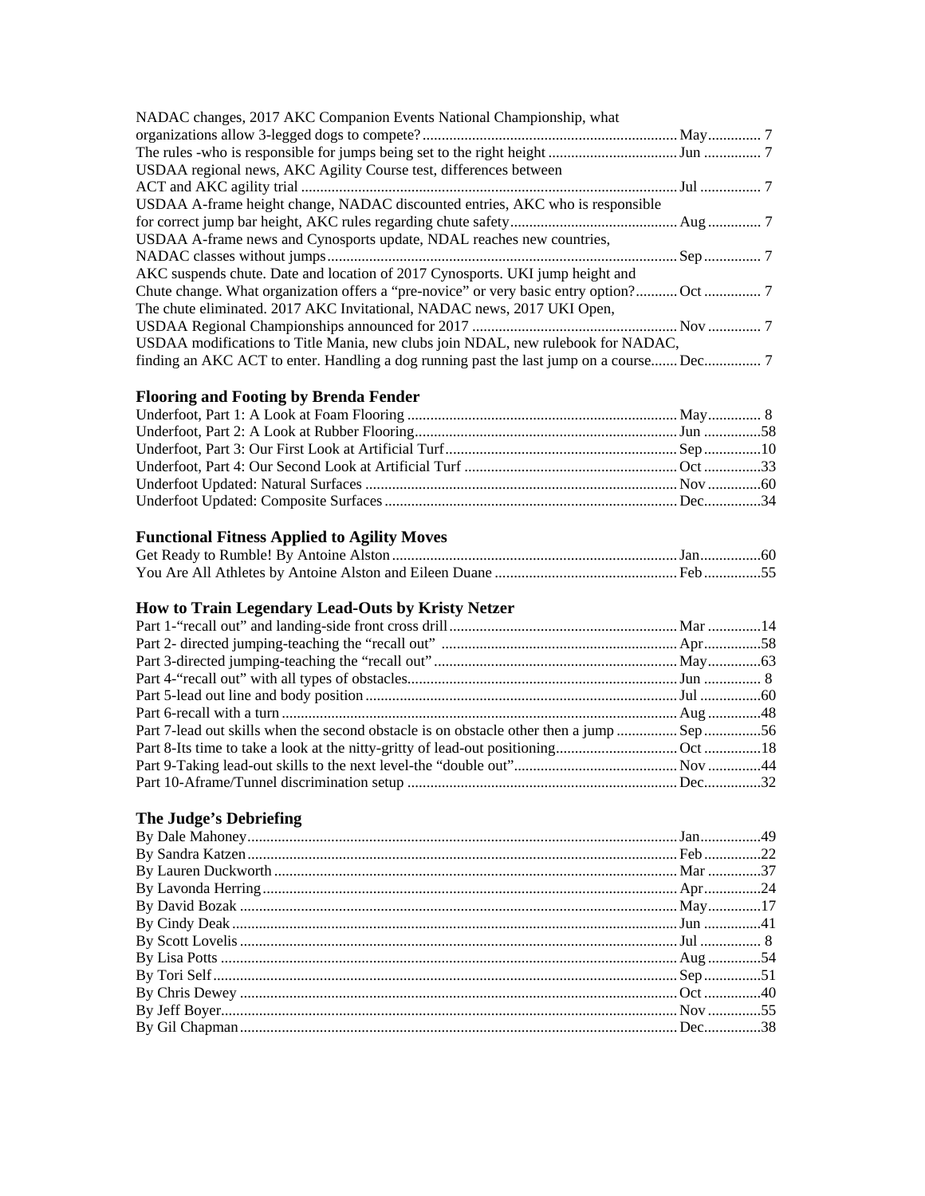NADAC changes, 2017 AKC Companion Events National Championship, what organizations allow 3-legged dogs to compete? .......... May .......... 7
The rules -who is responsible for jumps being set to the right height .......... Jun .......... 7
USDAA regional news, AKC Agility Course test, differences between ACT and AKC agility trial .......... Jul .......... 7
USDAA A-frame height change, NADAC discounted entries, AKC who is responsible for correct jump bar height, AKC rules regarding chute safety .......... Aug .......... 7
USDAA A-frame news and Cynosports update, NDAL reaches new countries, NADAC classes without jumps .......... Sep .......... 7
AKC suspends chute. Date and location of 2017 Cynosports. UKI jump height and Chute change. What organization offers a "pre-novice" or very basic entry option? .......... Oct .......... 7
The chute eliminated. 2017 AKC Invitational, NADAC news, 2017 UKI Open, USDAA Regional Championships announced for 2017 .......... Nov .......... 7
USDAA modifications to Title Mania, new clubs join NDAL, new rulebook for NADAC, finding an AKC ACT to enter. Handling a dog running past the last jump on a course .......... Dec .......... 7

### Flooring and Footing by Brenda Fender

Underfoot, Part 1: A Look at Foam Flooring .......... May .......... 8
Underfoot, Part 2: A Look at Rubber Flooring .......... Jun .......... 58
Underfoot, Part 3: Our First Look at Artificial Turf .......... Sep .......... 10
Underfoot, Part 4: Our Second Look at Artificial Turf .......... Oct .......... 33
Underfoot Updated: Natural Surfaces .......... Nov .......... 60
Underfoot Updated: Composite Surfaces .......... Dec .......... 34

### Functional Fitness Applied to Agility Moves

Get Ready to Rumble! By Antoine Alston .......... Jan .......... 60
You Are All Athletes by Antoine Alston and Eileen Duane .......... Feb .......... 55

### How to Train Legendary Lead-Outs by Kristy Netzer

Part 1-"recall out" and landing-side front cross drill .......... Mar .......... 14
Part 2- directed jumping-teaching the "recall out" .......... Apr .......... 58
Part 3-directed jumping-teaching the "recall out" .......... May .......... 63
Part 4-"recall out" with all types of obstacles .......... Jun .......... 8
Part 5-lead out line and body position .......... Jul .......... 60
Part 6-recall with a turn .......... Aug .......... 48
Part 7-lead out skills when the second obstacle is on obstacle other then a jump .......... Sep .......... 56
Part 8-Its time to take a look at the nitty-gritty of lead-out positioning .......... Oct .......... 18
Part 9-Taking lead-out skills to the next level-the "double out" .......... Nov .......... 44
Part 10-Aframe/Tunnel discrimination setup .......... Dec .......... 32

### The Judge's Debriefing

By Dale Mahoney .......... Jan .......... 49
By Sandra Katzen .......... Feb .......... 22
By Lauren Duckworth .......... Mar .......... 37
By Lavonda Herring .......... Apr .......... 24
By David Bozak .......... May .......... 17
By Cindy Deak .......... Jun .......... 41
By Scott Lovelis .......... Jul .......... 8
By Lisa Potts .......... Aug .......... 54
By Tori Self .......... Sep .......... 51
By Chris Dewey .......... Oct .......... 40
By Jeff Boyer .......... Nov .......... 55
By Gil Chapman .......... Dec .......... 38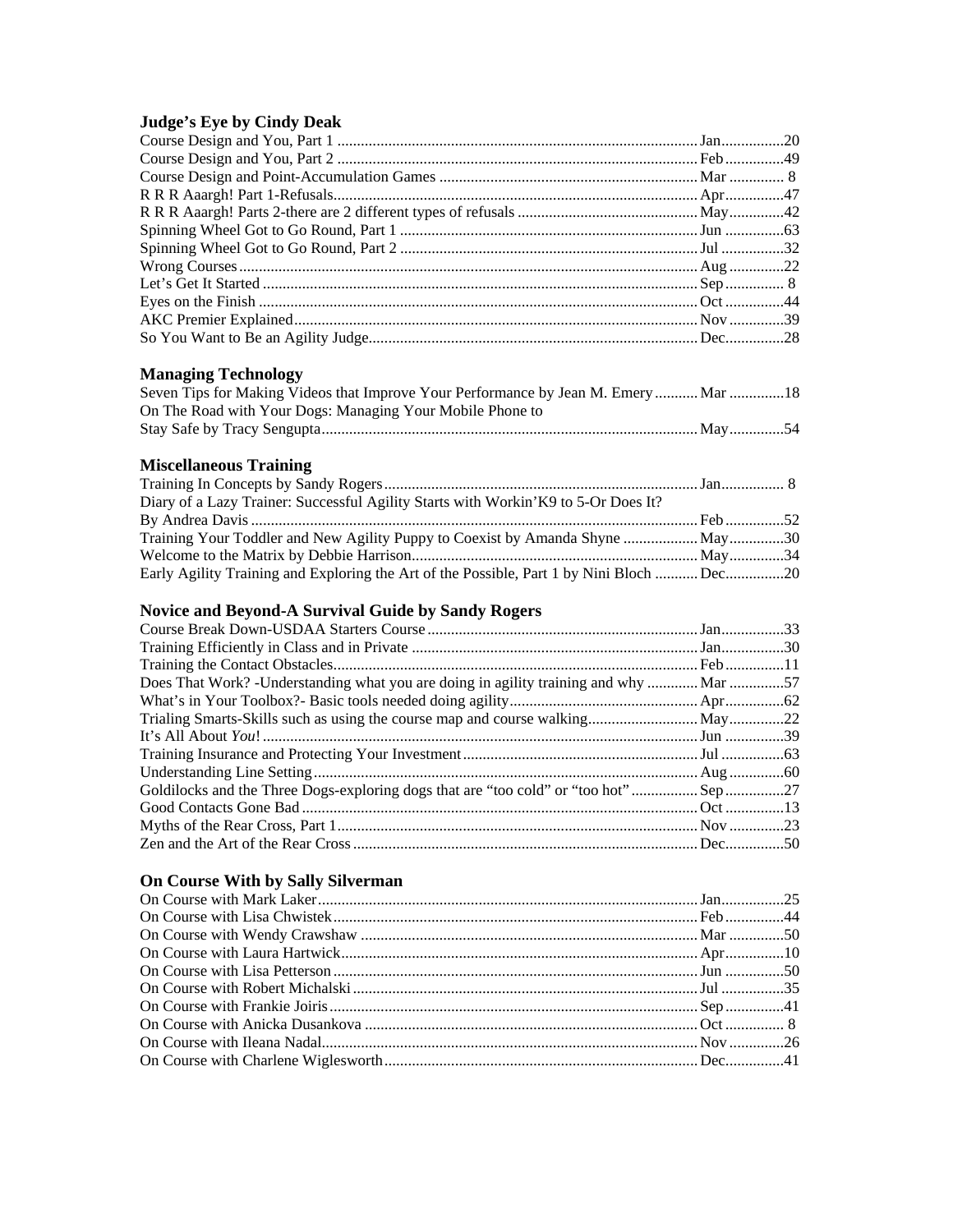### Judge's Eye by Cindy Deak

Course Design and You, Part 1 .......... Jan.......20
Course Design and You, Part 2 .......... Feb.......49
Course Design and Point-Accumulation Games .......... Mar ....... 8
R R R Aaargh! Part 1-Refusals.......... Apr.......47
R R R Aaargh! Parts 2-there are 2 different types of refusals .......... May.......42
Spinning Wheel Got to Go Round, Part 1 .......... Jun .......63
Spinning Wheel Got to Go Round, Part 2 .......... Jul .......32
Wrong Courses.......... Aug .......22
Let's Get It Started .......... Sep....... 8
Eyes on the Finish .......... Oct .......44
AKC Premier Explained.......... Nov .......39
So You Want to Be an Agility Judge.......... Dec.......28

### Managing Technology

Seven Tips for Making Videos that Improve Your Performance by Jean M. Emery .......... Mar .......18
On The Road with Your Dogs: Managing Your Mobile Phone to
Stay Safe by Tracy Sengupta.......... May.......54

### Miscellaneous Training

Training In Concepts by Sandy Rogers.......... Jan....... 8
Diary of a Lazy Trainer: Successful Agility Starts with Workin'K9 to 5-Or Does It?
By Andrea Davis .......... Feb .......52
Training Your Toddler and New Agility Puppy to Coexist by Amanda Shyne .......... May.......30
Welcome to the Matrix by Debbie Harrison.......... May.......34
Early Agility Training and Exploring the Art of the Possible, Part 1 by Nini Bloch .......... Dec.......20

### Novice and Beyond-A Survival Guide by Sandy Rogers

Course Break Down-USDAA Starters Course .......... Jan.......33
Training Efficiently in Class and in Private .......... Jan.......30
Training the Contact Obstacles.......... Feb .......11
Does That Work? -Understanding what you are doing in agility training and why .......... Mar .......57
What's in Your Toolbox?- Basic tools needed doing agility.......... Apr.......62
Trialing Smarts-Skills such as using the course map and course walking.......... May.......22
It's All About *You*! .......... Jun .......39
Training Insurance and Protecting Your Investment.......... Jul .......63
Understanding Line Setting.......... Aug .......60
Goldilocks and the Three Dogs-exploring dogs that are "too cold" or "too hot" .......... Sep.......27
Good Contacts Gone Bad .......... Oct .......13
Myths of the Rear Cross, Part 1.......... Nov .......23
Zen and the Art of the Rear Cross .......... Dec.......50

### On Course With by Sally Silverman

On Course with Mark Laker.......... Jan.......25
On Course with Lisa Chwistek.......... Feb .......44
On Course with Wendy Crawshaw .......... Mar .......50
On Course with Laura Hartwick.......... Apr.......10
On Course with Lisa Petterson .......... Jun .......50
On Course with Robert Michalski .......... Jul .......35
On Course with Frankie Joiris.......... Sep.......41
On Course with Anicka Dusankova .......... Oct ....... 8
On Course with Ileana Nadal.......... Nov .......26
On Course with Charlene Wiglesworth.......... Dec.......41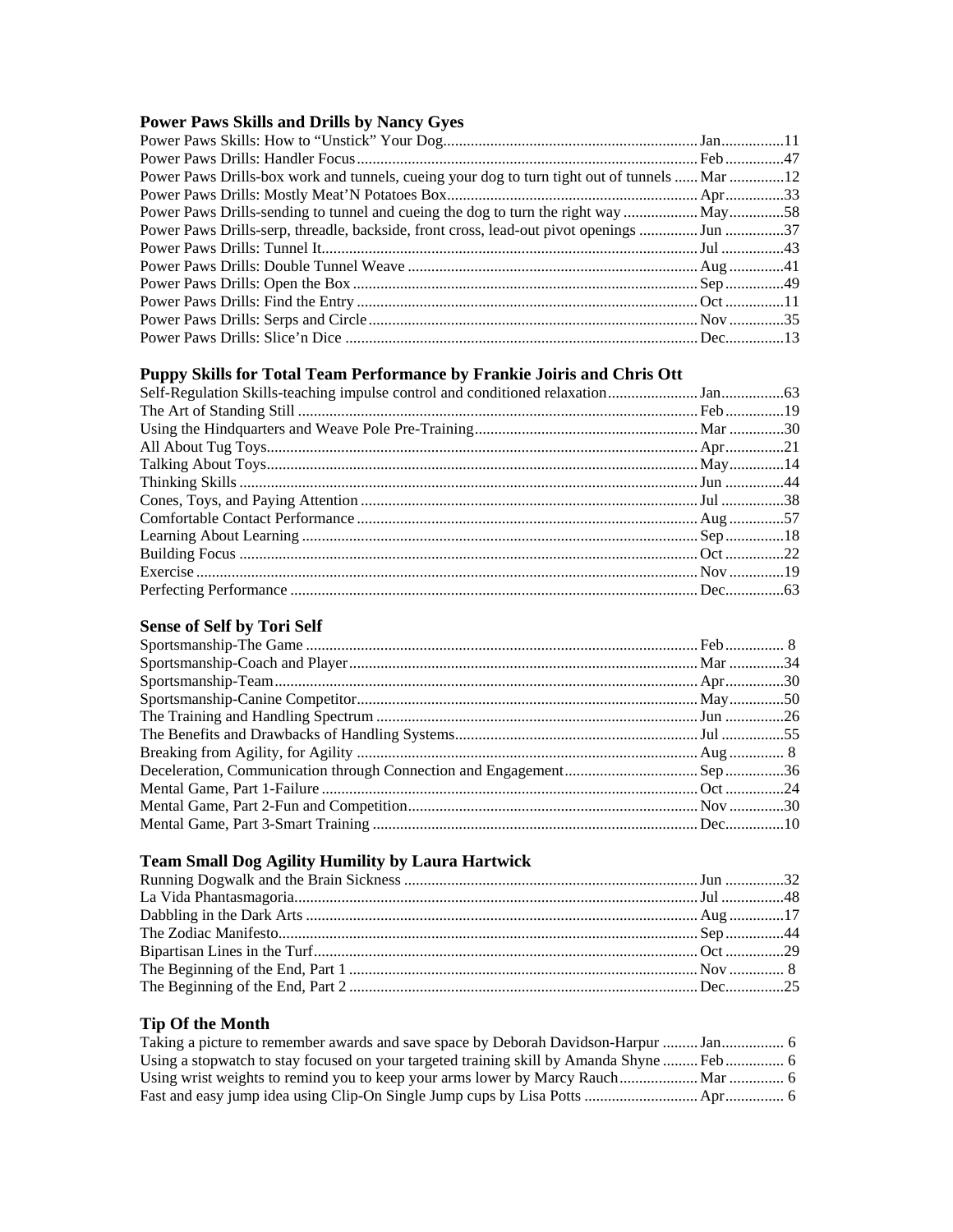### Power Paws Skills and Drills by Nancy Gyes

Power Paws Skills: How to "Unstick" Your Dog.................................................................Jan................11
Power Paws Drills: Handler Focus.......................................................................................Feb...............47
Power Paws Drills-box work and tunnels, cueing your dog to turn tight out of tunnels ......Mar..............12
Power Paws Drills: Mostly Meat'N Potatoes Box................................................................Apr...............33
Power Paws Drills-sending to tunnel and cueing the dog to turn the right way ...................May..............58
Power Paws Drills-serp, threadle, backside, front cross, lead-out pivot openings ...............Jun...............37
Power Paws Drills: Tunnel It................................................................................................Jul................43
Power Paws Drills: Double Tunnel Weave ..........................................................................Aug..............41
Power Paws Drills: Open the Box ........................................................................................Sep...............49
Power Paws Drills: Find the Entry .......................................................................................Oct...............11
Power Paws Drills: Serps and Circle....................................................................................Nov..............35
Power Paws Drills: Slice'n Dice ..........................................................................................Dec...............13

### Puppy Skills for Total Team Performance by Frankie Joiris and Chris Ott

Self-Regulation Skills-teaching impulse control and conditioned relaxation........................Jan................63
The Art of Standing Still ......................................................................................................Feb...............19
Using the Hindquarters and Weave Pole Pre-Training.........................................................Mar..............30
All About Tug Toys..............................................................................................................Apr...............21
Talking About Toys..............................................................................................................May..............14
Thinking Skills .....................................................................................................................Jun...............44
Cones, Toys, and Paying Attention ......................................................................................Jul................38
Comfortable Contact Performance .......................................................................................Aug..............57
Learning About Learning .....................................................................................................Sep...............18
Building Focus .....................................................................................................................Oct...............22
Exercise ................................................................................................................................Nov..............19
Perfecting Performance ........................................................................................................Dec...............63

### Sense of Self by Tori Self

Sportsmanship-The Game ....................................................................................................Feb............... 8
Sportsmanship-Coach and Player.........................................................................................Mar..............34
Sportsmanship-Team............................................................................................................Apr...............30
Sportsmanship-Canine Competitor.......................................................................................May..............50
The Training and Handling Spectrum ..................................................................................Jun...............26
The Benefits and Drawbacks of Handling Systems..............................................................Jul................55
Breaking from Agility, for Agility .......................................................................................Aug.............. 8
Deceleration, Communication through Connection and Engagement..................................Sep...............36
Mental Game, Part 1-Failure ...............................................................................................Oct...............24
Mental Game, Part 2-Fun and Competition..........................................................................Nov..............30
Mental Game, Part 3-Smart Training ...................................................................................Dec...............10

### Team Small Dog Agility Humility by Laura Hartwick

Running Dogwalk and the Brain Sickness ...........................................................................Jun...............32
La Vida Phantasmagoria.......................................................................................................Jul................48
Dabbling in the Dark Arts ....................................................................................................Aug..............17
The Zodiac Manifesto...........................................................................................................Sep...............44
Bipartisan Lines in the Turf..................................................................................................Oct...............29
The Beginning of the End, Part 1 .........................................................................................Nov.............. 8
The Beginning of the End, Part 2 .........................................................................................Dec...............25

### Tip Of the Month

Taking a picture to remember awards and save space by Deborah Davidson-Harpur .........Jan................ 6
Using a stopwatch to stay focused on your targeted training skill by Amanda Shyne .........Feb............... 6
Using wrist weights to remind you to keep your arms lower by Marcy Rauch....................Mar.............. 6
Fast and easy jump idea using Clip-On Single Jump cups by Lisa Potts .............................Apr............... 6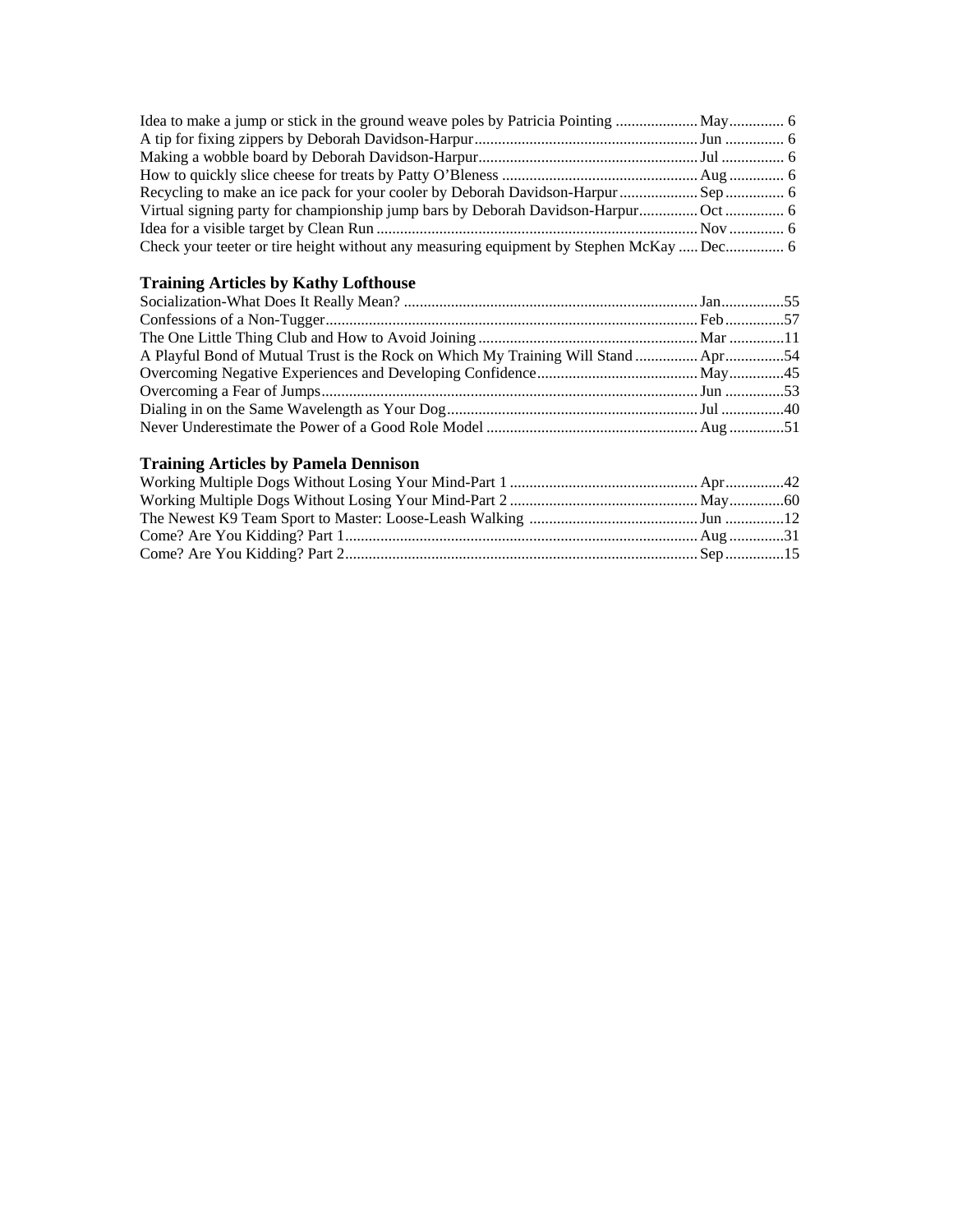Idea to make a jump or stick in the ground weave poles by Patricia Pointing ..................... May.............. 6
A tip for fixing zippers by Deborah Davidson-Harpur.......................................................... Jun ............... 6
Making a wobble board by Deborah Davidson-Harpur......................................................... Jul ................ 6
How to quickly slice cheese for treats by Patty O'Bleness .................................................. Aug .............. 6
Recycling to make an ice pack for your cooler by Deborah Davidson-Harpur.................... Sep............... 6
Virtual signing party for championship jump bars by Deborah Davidson-Harpur............... Oct ............... 6
Idea for a visible target by Clean Run .................................................................................. Nov .............. 6
Check your teeter or tire height without any measuring equipment by Stephen McKay ..... Dec............... 6

### Training Articles by Kathy Lofthouse

Socialization-What Does It Really Mean? ............................................................................ Jan................55
Confessions of a Non-Tugger............................................................................................... Feb...............57
The One Little Thing Club and How to Avoid Joining ........................................................ Mar ..............11
A Playful Bond of Mutual Trust is the Rock on Which My Training Will Stand ................ Apr...............54
Overcoming Negative Experiences and Developing Confidence......................................... May..............45
Overcoming a Fear of Jumps................................................................................................ Jun ...............53
Dialing in on the Same Wavelength as Your Dog................................................................ Jul ................40
Never Underestimate the Power of a Good Role Model ...................................................... Aug ..............51

### Training Articles by Pamela Dennison

Working Multiple Dogs Without Losing Your Mind-Part 1 ................................................ Apr...............42
Working Multiple Dogs Without Losing Your Mind-Part 2 ................................................ May..............60
The Newest K9 Team Sport to Master: Loose-Leash Walking ........................................... Jun ...............12
Come? Are You Kidding? Part 1.......................................................................................... Aug ..............31
Come? Are You Kidding? Part 2.......................................................................................... Sep...............15